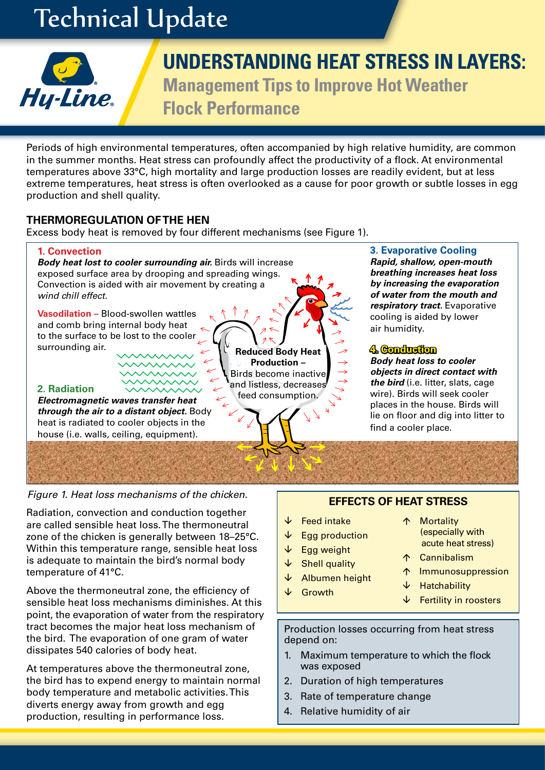Technical Update

# UNDERSTANDING HEAT STRESS IN LAYERS:

## Management Tips to Improve Hot Weather Flock Performance

Periods of high environmental temperatures, often accompanied by high relative humidity, are common in the summer months. Heat stress can profoundly affect the productivity of a flock. At environmental temperatures above 33°C, high mortality and large production losses are readily evident, but at less extreme temperatures, heat stress is often overlooked as a cause for poor growth or subtle losses in egg production and shell quality.

### THERMOREGULATION OF THE HEN

Excess body heat is removed by four different mechanisms (see Figure 1).

**1. Convection**

***Body heat lost to cooler surrounding air.*** Birds will increase exposed surface area by drooping and spreading wings. Convection is aided with air movement by creating a *wind chill effect.*

**Vasodilation –** Blood-swollen wattles and comb bring internal body heat to the surface to be lost to the cooler surrounding air.

**2. Radiation**

***Electromagnetic waves transfer heat through the air to a distant object.*** Body heat is radiated to cooler objects in the house (i.e. walls, ceiling, equipment).

**Reduced Body Heat Production –** Birds become inactive and listless, decreases feed consumption.

**3. Evaporative Cooling**

***Rapid, shallow, open-mouth breathing increases heat loss by increasing the evaporation of water from the mouth and respiratory tract.*** Evaporative cooling is aided by lower air humidity.

**4. Conduction**

***Body heat loss to cooler objects in direct contact with the bird*** (i.e. litter, slats, cage wire). Birds will seek cooler places in the house. Birds will lie on floor and dig into litter to find a cooler place.

*Figure 1. Heat loss mechanisms of the chicken.*

Radiation, convection and conduction together are called sensible heat loss. The thermoneutral zone of the chicken is generally between 18–25°C. Within this temperature range, sensible heat loss is adequate to maintain the bird's normal body temperature of 41°C.

Above the thermoneutral zone, the efficiency of sensible heat loss mechanisms diminishes. At this point, the evaporation of water from the respiratory tract becomes the major heat loss mechanism of the bird. The evaporation of one gram of water dissipates 540 calories of body heat.

At temperatures above the thermoneutral zone, the bird has to expend energy to maintain normal body temperature and metabolic activities. This diverts energy away from growth and egg production, resulting in performance loss.

**EFFECTS OF HEAT STRESS**

- ↓ Feed intake
- ↓ Egg production
- ↓ Egg weight
- ↓ Shell quality
- ↓ Albumen height
- ↓ Growth
- ↑ Mortality (especially with acute heat stress)
- ↑ Cannibalism
- ↑ Immunosuppression
- ↓ Hatchability
- ↓ Fertility in roosters

Production losses occurring from heat stress depend on:

1. Maximum temperature to which the flock was exposed
2. Duration of high temperatures
3. Rate of temperature change
4. Relative humidity of air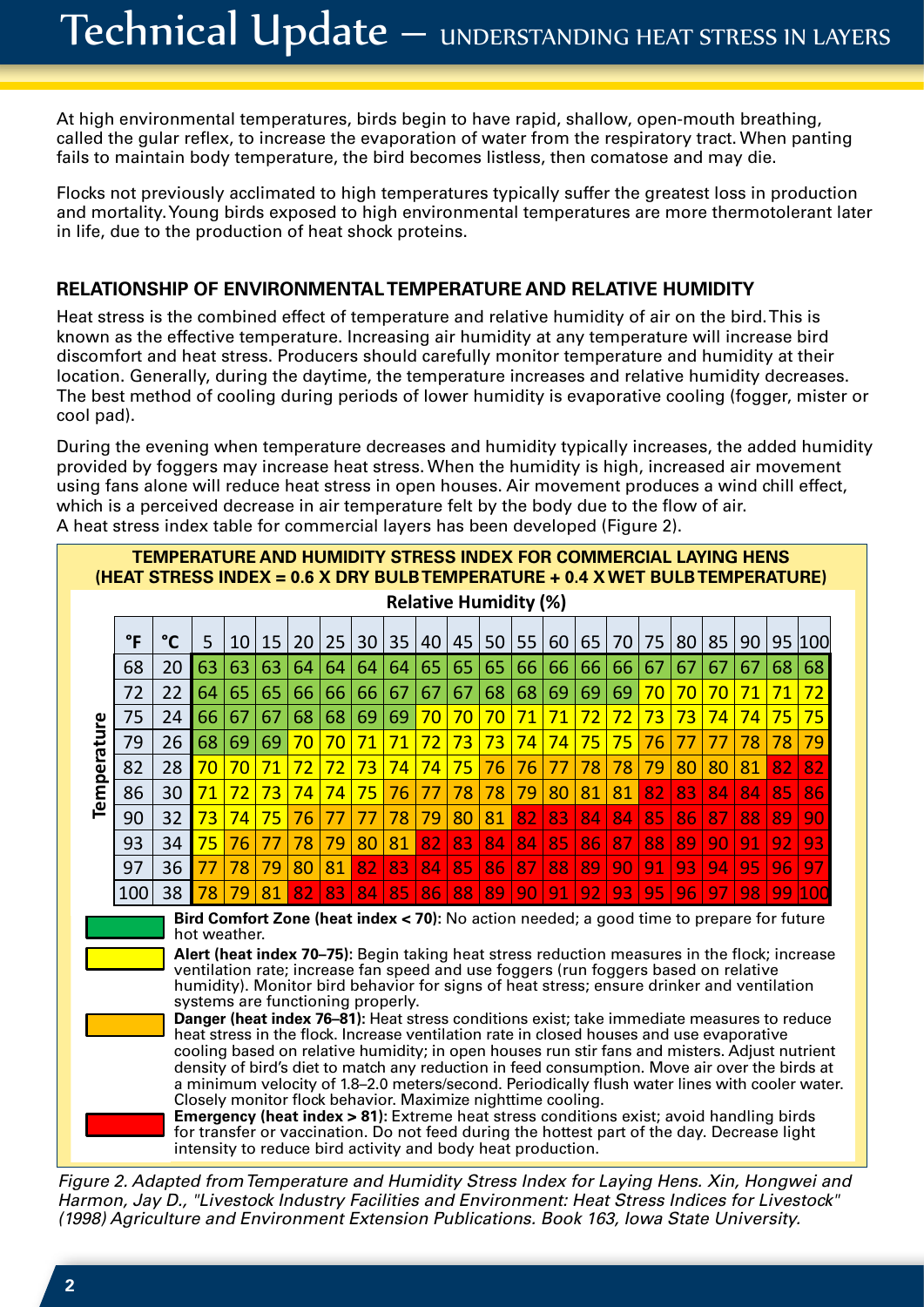At high environmental temperatures, birds begin to have rapid, shallow, open-mouth breathing, called the gular reflex, to increase the evaporation of water from the respiratory tract. When panting fails to maintain body temperature, the bird becomes listless, then comatose and may die.

Flocks not previously acclimated to high temperatures typically suffer the greatest loss in production and mortality. Young birds exposed to high environmental temperatures are more thermotolerant later in life, due to the production of heat shock proteins.

## RELATIONSHIP OF ENVIRONMENTAL TEMPERATURE AND RELATIVE HUMIDITY

Heat stress is the combined effect of temperature and relative humidity of air on the bird. This is known as the effective temperature. Increasing air humidity at any temperature will increase bird discomfort and heat stress. Producers should carefully monitor temperature and humidity at their location. Generally, during the daytime, the temperature increases and relative humidity decreases. The best method of cooling during periods of lower humidity is evaporative cooling (fogger, mister or cool pad).

During the evening when temperature decreases and humidity typically increases, the added humidity provided by foggers may increase heat stress. When the humidity is high, increased air movement using fans alone will reduce heat stress in open houses. Air movement produces a wind chill effect, which is a perceived decrease in air temperature felt by the body due to the flow of air. A heat stress index table for commercial layers has been developed (Figure 2).

**TEMPERATURE AND HUMIDITY STRESS INDEX FOR COMMERCIAL LAYING HENS**
**(HEAT STRESS INDEX = 0.6 X DRY BULB TEMPERATURE + 0.4 X WET BULB TEMPERATURE)**

| Temperature | | Relative Humidity (%) | | | | | | | | | | | | | | | | | | | |
|---|---|---|---|---|---|---|---|---|---|---|---|---|---|---|---|---|---|---|---|---|---|
| °F | °C | 5 | 10 | 15 | 20 | 25 | 30 | 35 | 40 | 45 | 50 | 55 | 60 | 65 | 70 | 75 | 80 | 85 | 90 | 95 | 100 |
| 68 | 20 | 63 | 63 | 63 | 64 | 64 | 64 | 64 | 65 | 65 | 65 | 66 | 66 | 66 | 66 | 67 | 67 | 67 | 67 | 68 | 68 |
| 72 | 22 | 64 | 65 | 65 | 66 | 66 | 66 | 67 | 67 | 67 | 68 | 68 | 69 | 69 | 69 | 70 | 70 | 70 | 71 | 71 | 72 |
| 75 | 24 | 66 | 67 | 67 | 68 | 68 | 69 | 69 | 70 | 70 | 70 | 71 | 71 | 72 | 72 | 73 | 73 | 74 | 74 | 75 | 75 |
| 79 | 26 | 68 | 69 | 69 | 70 | 70 | 71 | 71 | 72 | 73 | 73 | 74 | 74 | 75 | 75 | 76 | 77 | 77 | 78 | 78 | 79 |
| 82 | 28 | 70 | 70 | 71 | 72 | 72 | 73 | 74 | 74 | 75 | 76 | 76 | 77 | 78 | 78 | 79 | 80 | 80 | 81 | 82 | 82 |
| 86 | 30 | 71 | 72 | 73 | 74 | 74 | 75 | 76 | 77 | 78 | 78 | 79 | 80 | 81 | 81 | 82 | 83 | 84 | 84 | 85 | 86 |
| 90 | 32 | 73 | 74 | 75 | 76 | 77 | 77 | 78 | 79 | 80 | 81 | 82 | 83 | 84 | 84 | 85 | 86 | 87 | 88 | 89 | 90 |
| 93 | 34 | 75 | 76 | 77 | 78 | 79 | 80 | 81 | 82 | 83 | 84 | 84 | 85 | 86 | 87 | 88 | 89 | 90 | 91 | 92 | 93 |
| 97 | 36 | 77 | 78 | 79 | 80 | 81 | 82 | 83 | 84 | 85 | 86 | 87 | 88 | 89 | 90 | 91 | 93 | 94 | 95 | 96 | 97 |
| 100 | 38 | 78 | 79 | 81 | 82 | 83 | 84 | 85 | 86 | 88 | 89 | 90 | 91 | 92 | 93 | 95 | 96 | 97 | 98 | 99 | 100 |

**Bird Comfort Zone (heat index < 70):** No action needed; a good time to prepare for future hot weather.

**Alert (heat index 70–75):** Begin taking heat stress reduction measures in the flock; increase ventilation rate; increase fan speed and use foggers (run foggers based on relative humidity). Monitor bird behavior for signs of heat stress; ensure drinker and ventilation systems are functioning properly.

**Danger (heat index 76–81):** Heat stress conditions exist; take immediate measures to reduce heat stress in the flock. Increase ventilation rate in closed houses and use evaporative cooling based on relative humidity; in open houses run stir fans and misters. Adjust nutrient density of bird's diet to match any reduction in feed consumption. Move air over the birds at a minimum velocity of 1.8–2.0 meters/second. Periodically flush water lines with cooler water. Closely monitor flock behavior. Maximize nighttime cooling.

**Emergency (heat index > 81):** Extreme heat stress conditions exist; avoid handling birds for transfer or vaccination. Do not feed during the hottest part of the day. Decrease light intensity to reduce bird activity and body heat production.

*Figure 2. Adapted from Temperature and Humidity Stress Index for Laying Hens. Xin, Hongwei and Harmon, Jay D., "Livestock Industry Facilities and Environment: Heat Stress Indices for Livestock" (1998) Agriculture and Environment Extension Publications. Book 163, Iowa State University.*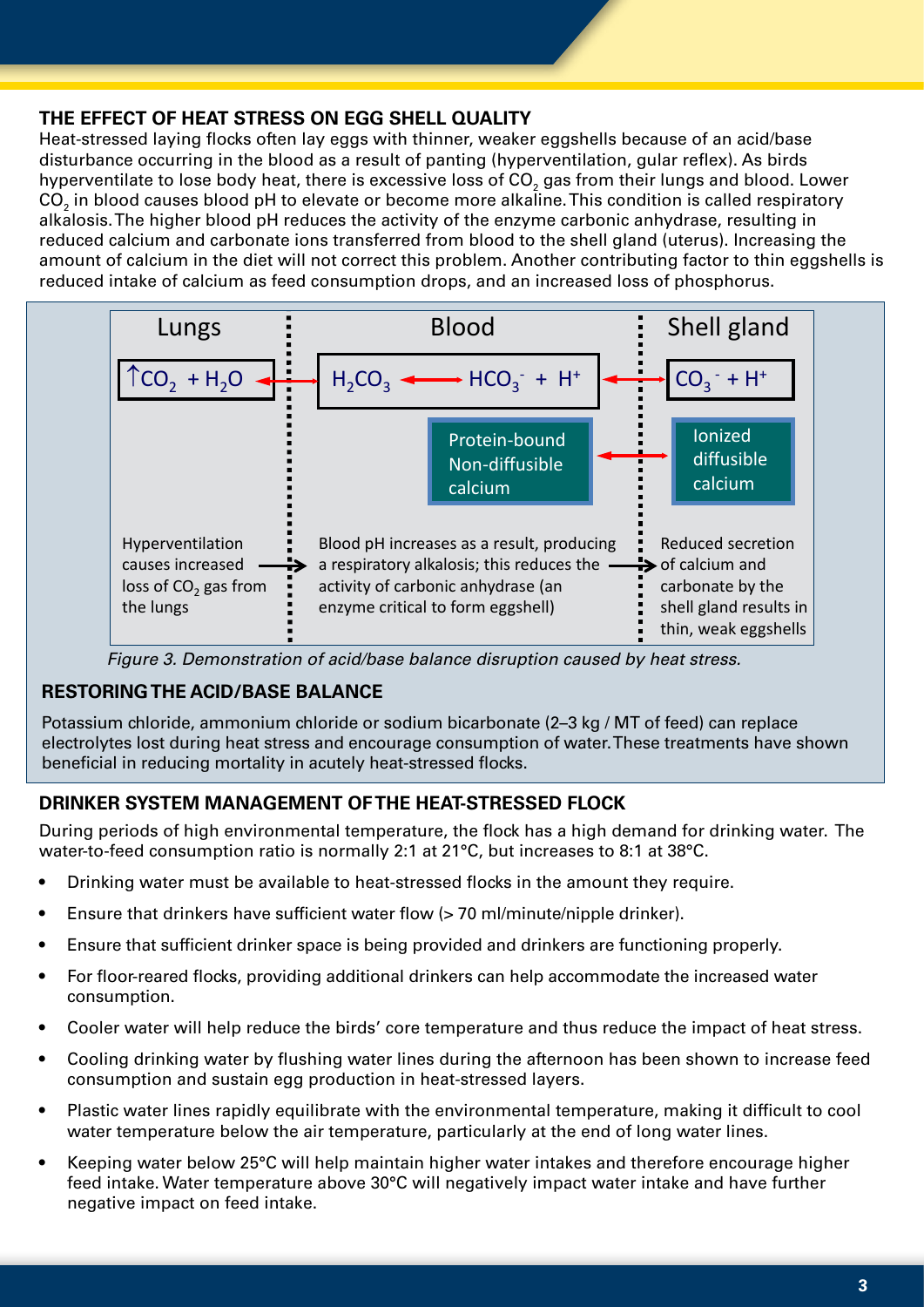## THE EFFECT OF HEAT STRESS ON EGG SHELL QUALITY

Heat-stressed laying flocks often lay eggs with thinner, weaker eggshells because of an acid/base disturbance occurring in the blood as a result of panting (hyperventilation, gular reflex). As birds hyperventilate to lose body heat, there is excessive loss of $CO_2$ gas from their lungs and blood. Lower $CO_2$ in blood causes blood pH to elevate or become more alkaline. This condition is called respiratory alkalosis. The higher blood pH reduces the activity of the enzyme carbonic anhydrase, resulting in reduced calcium and carbonate ions transferred from blood to the shell gland (uterus). Increasing the amount of calcium in the diet will not correct this problem. Another contributing factor to thin eggshells is reduced intake of calcium as feed consumption drops, and an increased loss of phosphorus.

| Lungs | Blood | Shell gland |
|---|---|---|
| $\uparrow CO_2 + H_2O$ ↔ | $H_2CO_3 \leftrightarrow HCO_3^- + H^+$ ↔ | $CO_3^- + H^+$ |
| | Protein-bound Non-diffusible calcium ↔ | Ionized diffusible calcium |
| Hyperventilation causes increased loss of $CO_2$ gas from the lungs → | Blood pH increases as a result, producing a respiratory alkalosis; this reduces the activity of carbonic anhydrase (an enzyme critical to form eggshell) → | Reduced secretion of calcium and carbonate by the shell gland results in thin, weak eggshells |

*Figure 3. Demonstration of acid/base balance disruption caused by heat stress.*

### RESTORING THE ACID/BASE BALANCE

Potassium chloride, ammonium chloride or sodium bicarbonate (2–3 kg / MT of feed) can replace electrolytes lost during heat stress and encourage consumption of water. These treatments have shown beneficial in reducing mortality in acutely heat-stressed flocks.

## DRINKER SYSTEM MANAGEMENT OF THE HEAT-STRESSED FLOCK

During periods of high environmental temperature, the flock has a high demand for drinking water. The water-to-feed consumption ratio is normally 2:1 at 21°C, but increases to 8:1 at 38°C.

- Drinking water must be available to heat-stressed flocks in the amount they require.
- Ensure that drinkers have sufficient water flow (> 70 ml/minute/nipple drinker).
- Ensure that sufficient drinker space is being provided and drinkers are functioning properly.
- For floor-reared flocks, providing additional drinkers can help accommodate the increased water consumption.
- Cooler water will help reduce the birds' core temperature and thus reduce the impact of heat stress.
- Cooling drinking water by flushing water lines during the afternoon has been shown to increase feed consumption and sustain egg production in heat-stressed layers.
- Plastic water lines rapidly equilibrate with the environmental temperature, making it difficult to cool water temperature below the air temperature, particularly at the end of long water lines.
- Keeping water below 25°C will help maintain higher water intakes and therefore encourage higher feed intake. Water temperature above 30°C will negatively impact water intake and have further negative impact on feed intake.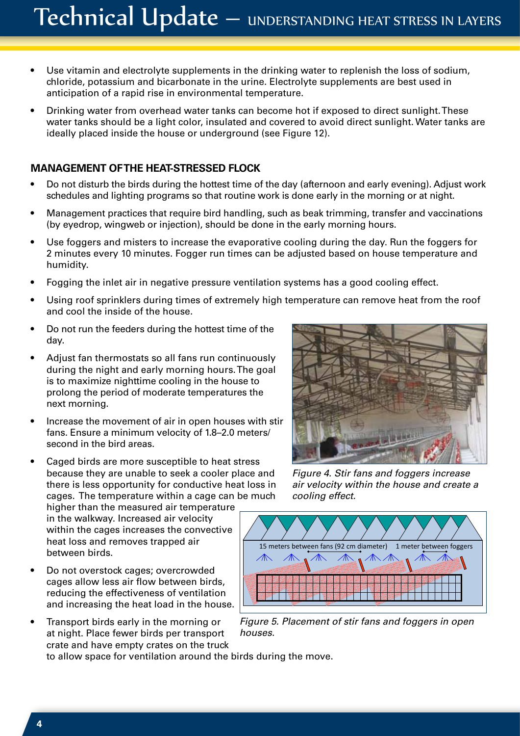- Use vitamin and electrolyte supplements in the drinking water to replenish the loss of sodium, chloride, potassium and bicarbonate in the urine. Electrolyte supplements are best used in anticipation of a rapid rise in environmental temperature.
- Drinking water from overhead water tanks can become hot if exposed to direct sunlight. These water tanks should be a light color, insulated and covered to avoid direct sunlight. Water tanks are ideally placed inside the house or underground (see Figure 12).

## MANAGEMENT OF THE HEAT-STRESSED FLOCK

- Do not disturb the birds during the hottest time of the day (afternoon and early evening). Adjust work schedules and lighting programs so that routine work is done early in the morning or at night.
- Management practices that require bird handling, such as beak trimming, transfer and vaccinations (by eyedrop, wingweb or injection), should be done in the early morning hours.
- Use foggers and misters to increase the evaporative cooling during the day. Run the foggers for 2 minutes every 10 minutes. Fogger run times can be adjusted based on house temperature and humidity.
- Fogging the inlet air in negative pressure ventilation systems has a good cooling effect.
- Using roof sprinklers during times of extremely high temperature can remove heat from the roof and cool the inside of the house.
- Do not run the feeders during the hottest time of the day.
- Adjust fan thermostats so all fans run continuously during the night and early morning hours. The goal is to maximize nighttime cooling in the house to prolong the period of moderate temperatures the next morning.
- Increase the movement of air in open houses with stir fans. Ensure a minimum velocity of 1.8–2.0 meters/second in the bird areas.
- Caged birds are more susceptible to heat stress because they are unable to seek a cooler place and there is less opportunity for conductive heat loss in cages. The temperature within a cage can be much higher than the measured air temperature in the walkway. Increased air velocity within the cages increases the convective heat loss and removes trapped air between birds.
- Do not overstock cages; overcrowded cages allow less air flow between birds, reducing the effectiveness of ventilation and increasing the heat load in the house.
- Transport birds early in the morning or at night. Place fewer birds per transport crate and have empty crates on the truck to allow space for ventilation around the birds during the move.

*Figure 4. Stir fans and foggers increase air velocity within the house and create a cooling effect.*

15 meters between fans (92 cm diameter) 1 meter between foggers

*Figure 5. Placement of stir fans and foggers in open houses.*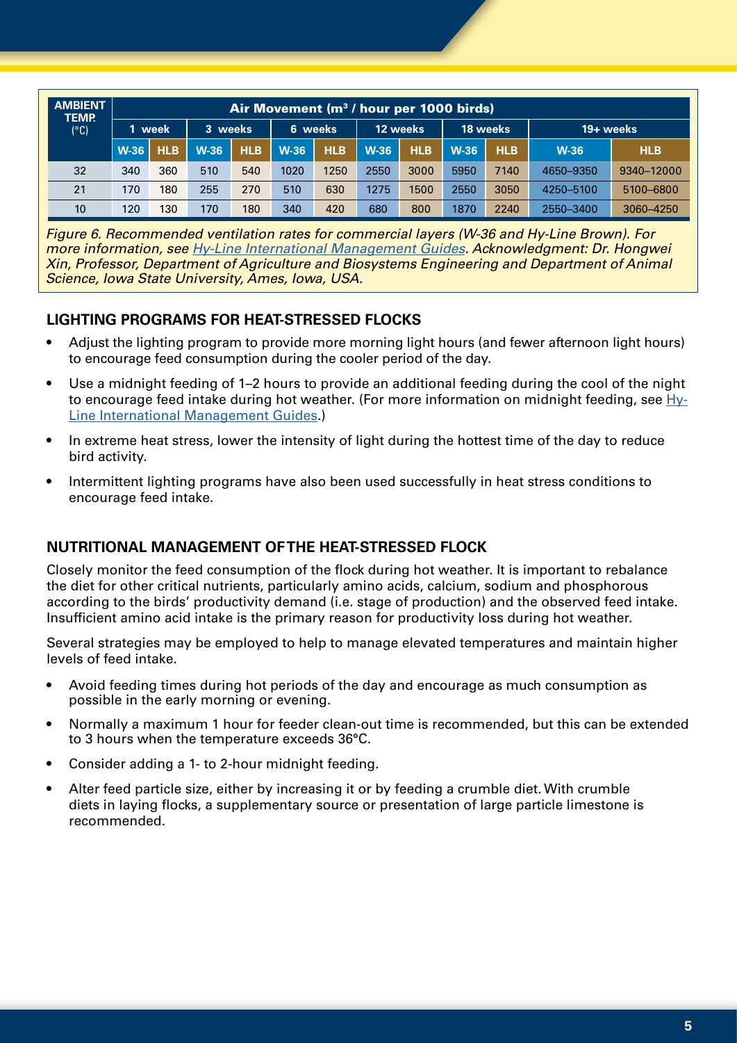| AMBIENT TEMP. (°C) | Air Movement ($m^3$ / hour per 1000 birds) | | | | | | | | | | | |
|---|---|---|---|---|---|---|---|---|---|---|---|---|
| | 1 week | | 3 weeks | | 6 weeks | | 12 weeks | | 18 weeks | | 19+ weeks | |
| | W-36 | HLB | W-36 | HLB | W-36 | HLB | W-36 | HLB | W-36 | HLB | W-36 | HLB |
| 32 | 340 | 360 | 510 | 540 | 1020 | 1250 | 2550 | 3000 | 5950 | 7140 | 4650–9350 | 9340–12000 |
| 21 | 170 | 180 | 255 | 270 | 510 | 630 | 1275 | 1500 | 2550 | 3050 | 4250–5100 | 5100–6800 |
| 10 | 120 | 130 | 170 | 180 | 340 | 420 | 680 | 800 | 1870 | 2240 | 2550–3400 | 3060–4250 |

*Figure 6. Recommended ventilation rates for commercial layers (W-36 and Hy-Line Brown). For more information, see Hy-Line International Management Guides. Acknowledgment: Dr. Hongwei Xin, Professor, Department of Agriculture and Biosystems Engineering and Department of Animal Science, Iowa State University, Ames, Iowa, USA.*

## LIGHTING PROGRAMS FOR HEAT-STRESSED FLOCKS

- Adjust the lighting program to provide more morning light hours (and fewer afternoon light hours) to encourage feed consumption during the cooler period of the day.
- Use a midnight feeding of 1–2 hours to provide an additional feeding during the cool of the night to encourage feed intake during hot weather. (For more information on midnight feeding, see Hy-Line International Management Guides.)
- In extreme heat stress, lower the intensity of light during the hottest time of the day to reduce bird activity.
- Intermittent lighting programs have also been used successfully in heat stress conditions to encourage feed intake.

## NUTRITIONAL MANAGEMENT OF THE HEAT-STRESSED FLOCK

Closely monitor the feed consumption of the flock during hot weather. It is important to rebalance the diet for other critical nutrients, particularly amino acids, calcium, sodium and phosphorous according to the birds' productivity demand (i.e. stage of production) and the observed feed intake. Insufficient amino acid intake is the primary reason for productivity loss during hot weather.

Several strategies may be employed to help to manage elevated temperatures and maintain higher levels of feed intake.

- Avoid feeding times during hot periods of the day and encourage as much consumption as possible in the early morning or evening.
- Normally a maximum 1 hour for feeder clean-out time is recommended, but this can be extended to 3 hours when the temperature exceeds 36°C.
- Consider adding a 1- to 2-hour midnight feeding.
- Alter feed particle size, either by increasing it or by feeding a crumble diet. With crumble diets in laying flocks, a supplementary source or presentation of large particle limestone is recommended.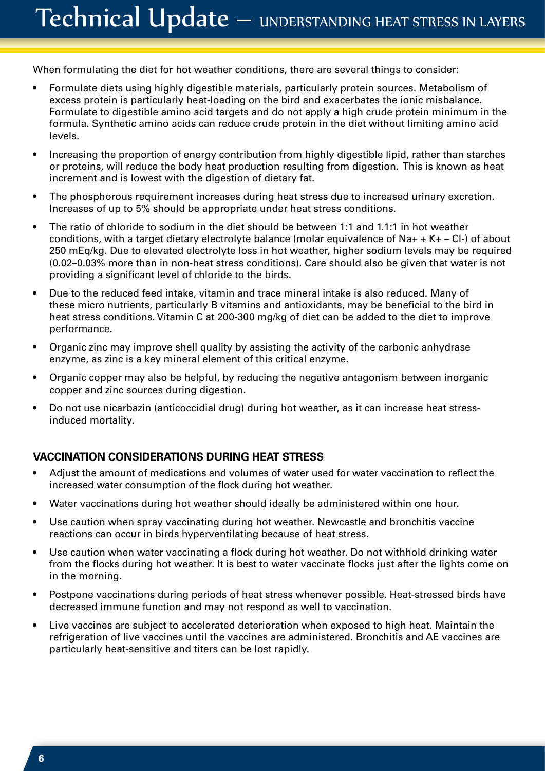When formulating the diet for hot weather conditions, there are several things to consider:

- Formulate diets using highly digestible materials, particularly protein sources. Metabolism of excess protein is particularly heat-loading on the bird and exacerbates the ionic misbalance. Formulate to digestible amino acid targets and do not apply a high crude protein minimum in the formula. Synthetic amino acids can reduce crude protein in the diet without limiting amino acid levels.
- Increasing the proportion of energy contribution from highly digestible lipid, rather than starches or proteins, will reduce the body heat production resulting from digestion. This is known as heat increment and is lowest with the digestion of dietary fat.
- The phosphorous requirement increases during heat stress due to increased urinary excretion. Increases of up to 5% should be appropriate under heat stress conditions.
- The ratio of chloride to sodium in the diet should be between 1:1 and 1.1:1 in hot weather conditions, with a target dietary electrolyte balance (molar equivalence of $Na^+ + K^+ - Cl^-$) of about 250 mEq/kg. Due to elevated electrolyte loss in hot weather, higher sodium levels may be required (0.02–0.03% more than in non-heat stress conditions). Care should also be given that water is not providing a significant level of chloride to the birds.
- Due to the reduced feed intake, vitamin and trace mineral intake is also reduced. Many of these micro nutrients, particularly B vitamins and antioxidants, may be beneficial to the bird in heat stress conditions. Vitamin C at 200-300 mg/kg of diet can be added to the diet to improve performance.
- Organic zinc may improve shell quality by assisting the activity of the carbonic anhydrase enzyme, as zinc is a key mineral element of this critical enzyme.
- Organic copper may also be helpful, by reducing the negative antagonism between inorganic copper and zinc sources during digestion.
- Do not use nicarbazin (anticoccidial drug) during hot weather, as it can increase heat stress-induced mortality.

## VACCINATION CONSIDERATIONS DURING HEAT STRESS

- Adjust the amount of medications and volumes of water used for water vaccination to reflect the increased water consumption of the flock during hot weather.
- Water vaccinations during hot weather should ideally be administered within one hour.
- Use caution when spray vaccinating during hot weather. Newcastle and bronchitis vaccine reactions can occur in birds hyperventilating because of heat stress.
- Use caution when water vaccinating a flock during hot weather. Do not withhold drinking water from the flocks during hot weather. It is best to water vaccinate flocks just after the lights come on in the morning.
- Postpone vaccinations during periods of heat stress whenever possible. Heat-stressed birds have decreased immune function and may not respond as well to vaccination.
- Live vaccines are subject to accelerated deterioration when exposed to high heat. Maintain the refrigeration of live vaccines until the vaccines are administered. Bronchitis and AE vaccines are particularly heat-sensitive and titers can be lost rapidly.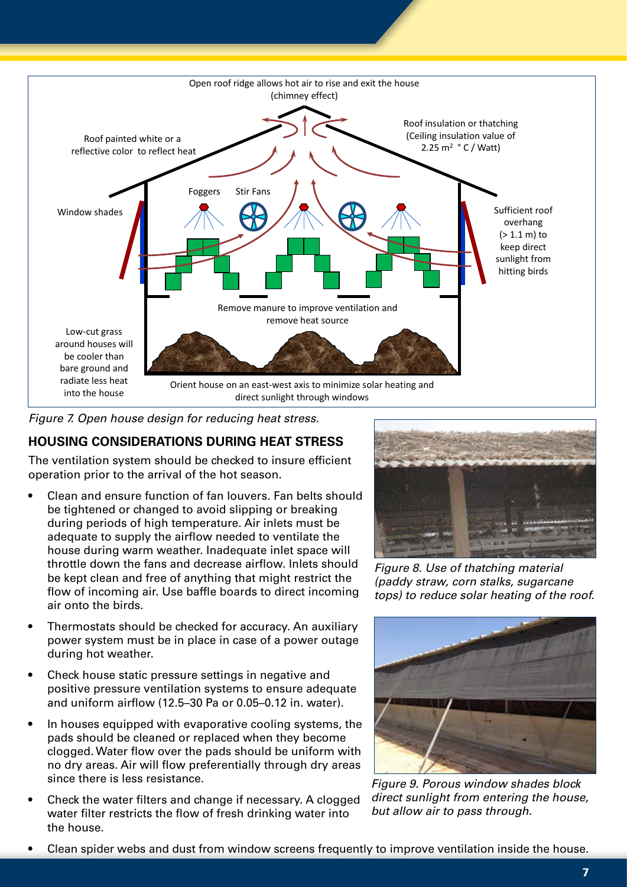Open roof ridge allows hot air to rise and exit the house (chimney effect)

Roof painted white or a reflective color to reflect heat

Roof insulation or thatching (Ceiling insulation value of 2.25 m$^2$ °C / Watt)

Foggers

Stir Fans

Window shades

Sufficient roof overhang (> 1.1 m) to keep direct sunlight from hitting birds

Remove manure to improve ventilation and remove heat source

Low-cut grass around houses will be cooler than bare ground and radiate less heat into the house

Orient house on an east-west axis to minimize solar heating and direct sunlight through windows

*Figure 7. Open house design for reducing heat stress.*

## HOUSING CONSIDERATIONS DURING HEAT STRESS

The ventilation system should be checked to insure efficient operation prior to the arrival of the hot season.

- Clean and ensure function of fan louvers. Fan belts should be tightened or changed to avoid slipping or breaking during periods of high temperature. Air inlets must be adequate to supply the airflow needed to ventilate the house during warm weather. Inadequate inlet space will throttle down the fans and decrease airflow. Inlets should be kept clean and free of anything that might restrict the flow of incoming air. Use baffle boards to direct incoming air onto the birds.
- Thermostats should be checked for accuracy. An auxiliary power system must be in place in case of a power outage during hot weather.
- Check house static pressure settings in negative and positive pressure ventilation systems to ensure adequate and uniform airflow (12.5–30 Pa or 0.05–0.12 in. water).
- In houses equipped with evaporative cooling systems, the pads should be cleaned or replaced when they become clogged. Water flow over the pads should be uniform with no dry areas. Air will flow preferentially through dry areas since there is less resistance.
- Check the water filters and change if necessary. A clogged water filter restricts the flow of fresh drinking water into the house.
- Clean spider webs and dust from window screens frequently to improve ventilation inside the house.

*Figure 8. Use of thatching material (paddy straw, corn stalks, sugarcane tops) to reduce solar heating of the roof.*

*Figure 9. Porous window shades block direct sunlight from entering the house, but allow air to pass through.*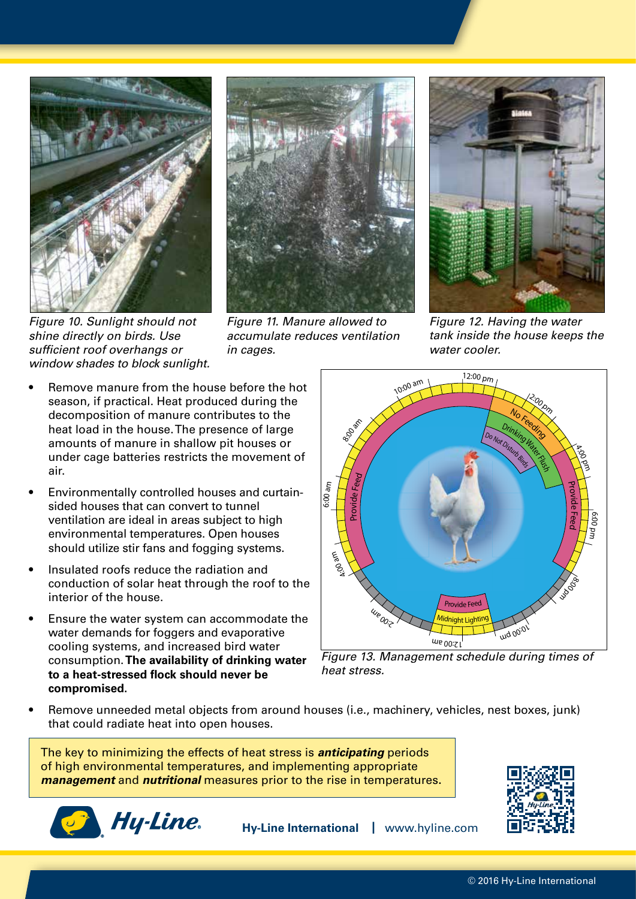Figure 10. Sunlight should not shine directly on birds. Use sufficient roof overhangs or window shades to block sunlight.

Figure 11. Manure allowed to accumulate reduces ventilation in cages.

Figure 12. Having the water tank inside the house keeps the water cooler.

- Remove manure from the house before the hot season, if practical. Heat produced during the decomposition of manure contributes to the heat load in the house. The presence of large amounts of manure in shallow pit houses or under cage batteries restricts the movement of air.
- Environmentally controlled houses and curtain-sided houses that can convert to tunnel ventilation are ideal in areas subject to high environmental temperatures. Open houses should utilize stir fans and fogging systems.
- Insulated roofs reduce the radiation and conduction of solar heat through the roof to the interior of the house.
- Ensure the water system can accommodate the water demands for foggers and evaporative cooling systems, and increased bird water consumption. **The availability of drinking water to a heat-stressed flock should never be compromised.**

12:00 pm
2:00 pm
4:00 pm
6:00 pm
8:00 pm
10:00 pm
12:00 am
2:00 am
4:00 am
6:00 am
8:00 am
10:00 am
No Feeding
Drinking Water Flush
Do Not Disturb Birds
Provide Feed
Provide Feed
Provide Feed
Midnight Lighting

Figure 13. Management schedule during times of heat stress.

- Remove unneeded metal objects from around houses (i.e., machinery, vehicles, nest boxes, junk) that could radiate heat into open houses.

The key to minimizing the effects of heat stress is ***anticipating*** periods of high environmental temperatures, and implementing appropriate ***management*** and ***nutritional*** measures prior to the rise in temperatures.

**Hy-Line International** | www.hyline.com

© 2016 Hy-Line International